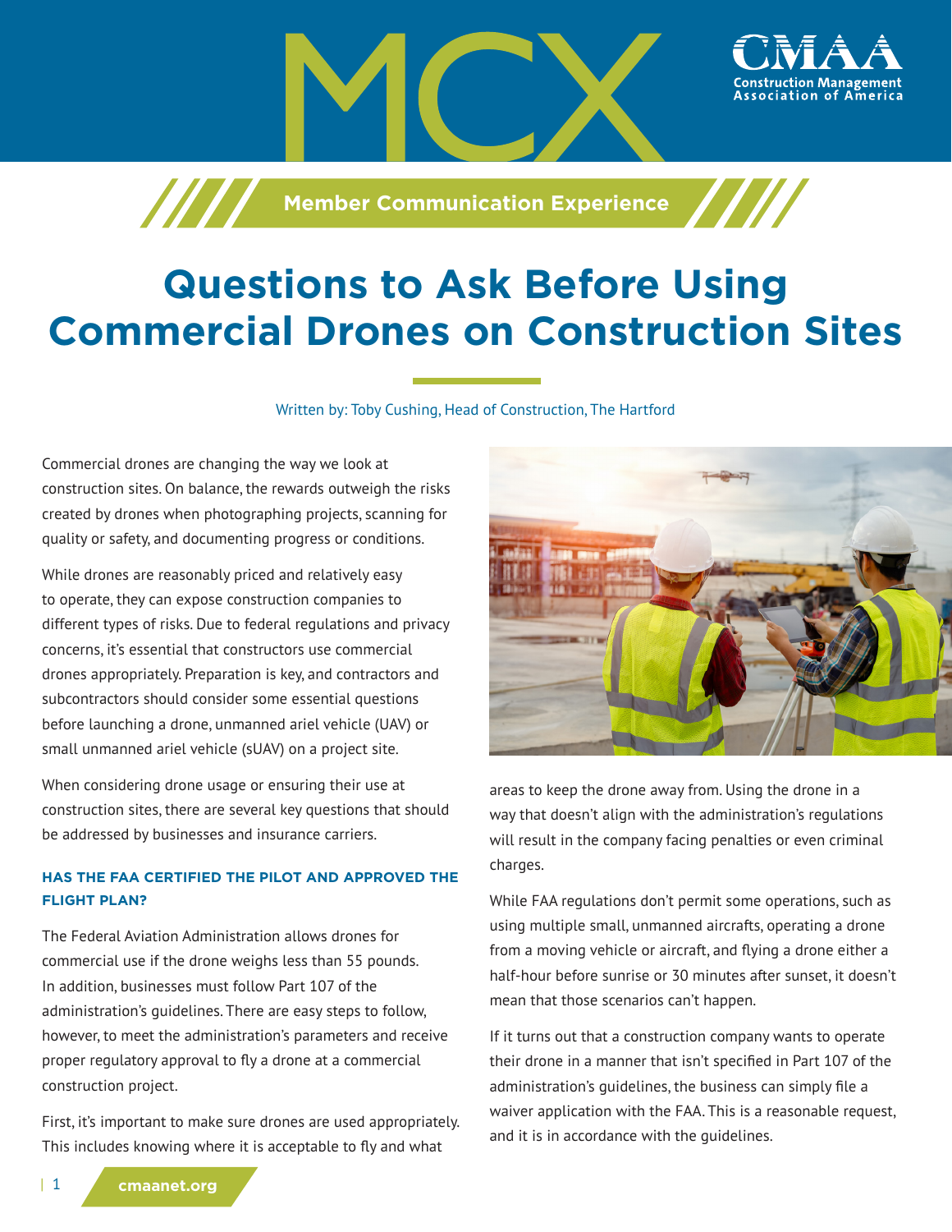MCX

Member Communication Experience

# Questions to Ask Before Using Commercial Drones on Construction Sites

Written by: Toby Cushing, Head of Construction, The Hartford

Commercial drones are changing the way we look at construction sites. On balance, the rewards outweigh the risks created by drones when photographing projects, scanning for quality or safety, and documenting progress or conditions.

While drones are reasonably priced and relatively easy to operate, they can expose construction companies to different types of risks. Due to federal regulations and privacy concerns, it's essential that constructors use commercial drones appropriately. Preparation is key, and contractors and subcontractors should consider some essential questions before launching a drone, unmanned ariel vehicle (UAV) or small unmanned ariel vehicle (sUAV) on a project site.

When considering drone usage or ensuring their use at construction sites, there are several key questions that should be addressed by businesses and insurance carriers.

### HAS THE FAA CERTIFIED THE PILOT AND APPROVED THE FLIGHT PLAN?

The Federal Aviation Administration allows drones for commercial use if the drone weighs less than 55 pounds. In addition, businesses must follow Part 107 of the administration's guidelines. There are easy steps to follow, however, to meet the administration's parameters and receive proper regulatory approval to fly a drone at a commercial construction project.

First, it's important to make sure drones are used appropriately. This includes knowing where it is acceptable to fly and what areas to keep the drone away from. Using the drone in a way that doesn't align with the administration's regulations will result in the company facing penalties or even criminal charges.

While FAA regulations don't permit some operations, such as using multiple small, unmanned aircrafts, operating a drone from a moving vehicle or aircraft, and flying a drone either a half-hour before sunrise or 30 minutes after sunset, it doesn't mean that those scenarios can't happen.

If it turns out that a construction company wants to operate their drone in a manner that isn't specified in Part 107 of the administration's guidelines, the business can simply file a waiver application with the FAA. This is a reasonable request, and it is in accordance with the guidelines.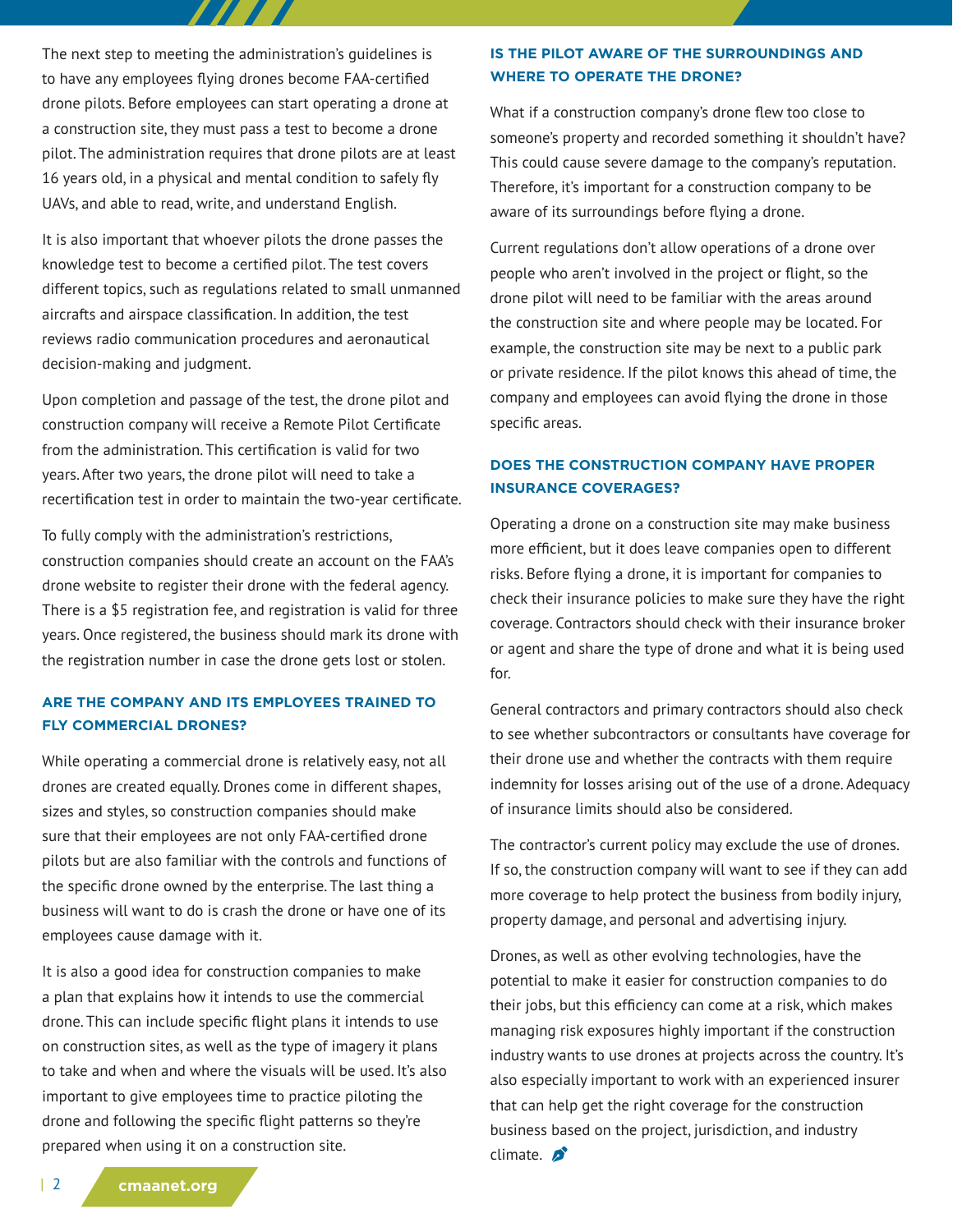The next step to meeting the administration's guidelines is to have any employees flying drones become FAA-certified drone pilots. Before employees can start operating a drone at a construction site, they must pass a test to become a drone pilot. The administration requires that drone pilots are at least 16 years old, in a physical and mental condition to safely fly UAVs, and able to read, write, and understand English.

It is also important that whoever pilots the drone passes the knowledge test to become a certified pilot. The test covers different topics, such as regulations related to small unmanned aircrafts and airspace classification. In addition, the test reviews radio communication procedures and aeronautical decision-making and judgment.

Upon completion and passage of the test, the drone pilot and construction company will receive a Remote Pilot Certificate from the administration. This certification is valid for two years. After two years, the drone pilot will need to take a recertification test in order to maintain the two-year certificate.

To fully comply with the administration's restrictions, construction companies should create an account on the FAA's drone website to register their drone with the federal agency. There is a $5 registration fee, and registration is valid for three years. Once registered, the business should mark its drone with the registration number in case the drone gets lost or stolen.

### ARE THE COMPANY AND ITS EMPLOYEES TRAINED TO FLY COMMERCIAL DRONES?

While operating a commercial drone is relatively easy, not all drones are created equally. Drones come in different shapes, sizes and styles, so construction companies should make sure that their employees are not only FAA-certified drone pilots but are also familiar with the controls and functions of the specific drone owned by the enterprise. The last thing a business will want to do is crash the drone or have one of its employees cause damage with it.

It is also a good idea for construction companies to make a plan that explains how it intends to use the commercial drone. This can include specific flight plans it intends to use on construction sites, as well as the type of imagery it plans to take and when and where the visuals will be used. It's also important to give employees time to practice piloting the drone and following the specific flight patterns so they're prepared when using it on a construction site.

### IS THE PILOT AWARE OF THE SURROUNDINGS AND WHERE TO OPERATE THE DRONE?

What if a construction company's drone flew too close to someone's property and recorded something it shouldn't have? This could cause severe damage to the company's reputation. Therefore, it's important for a construction company to be aware of its surroundings before flying a drone.

Current regulations don't allow operations of a drone over people who aren't involved in the project or flight, so the drone pilot will need to be familiar with the areas around the construction site and where people may be located. For example, the construction site may be next to a public park or private residence. If the pilot knows this ahead of time, the company and employees can avoid flying the drone in those specific areas.

### DOES THE CONSTRUCTION COMPANY HAVE PROPER INSURANCE COVERAGES?

Operating a drone on a construction site may make business more efficient, but it does leave companies open to different risks. Before flying a drone, it is important for companies to check their insurance policies to make sure they have the right coverage. Contractors should check with their insurance broker or agent and share the type of drone and what it is being used for.

General contractors and primary contractors should also check to see whether subcontractors or consultants have coverage for their drone use and whether the contracts with them require indemnity for losses arising out of the use of a drone. Adequacy of insurance limits should also be considered.

The contractor's current policy may exclude the use of drones. If so, the construction company will want to see if they can add more coverage to help protect the business from bodily injury, property damage, and personal and advertising injury.

Drones, as well as other evolving technologies, have the potential to make it easier for construction companies to do their jobs, but this efficiency can come at a risk, which makes managing risk exposures highly important if the construction industry wants to use drones at projects across the country. It's also especially important to work with an experienced insurer that can help get the right coverage for the construction business based on the project, jurisdiction, and industry climate.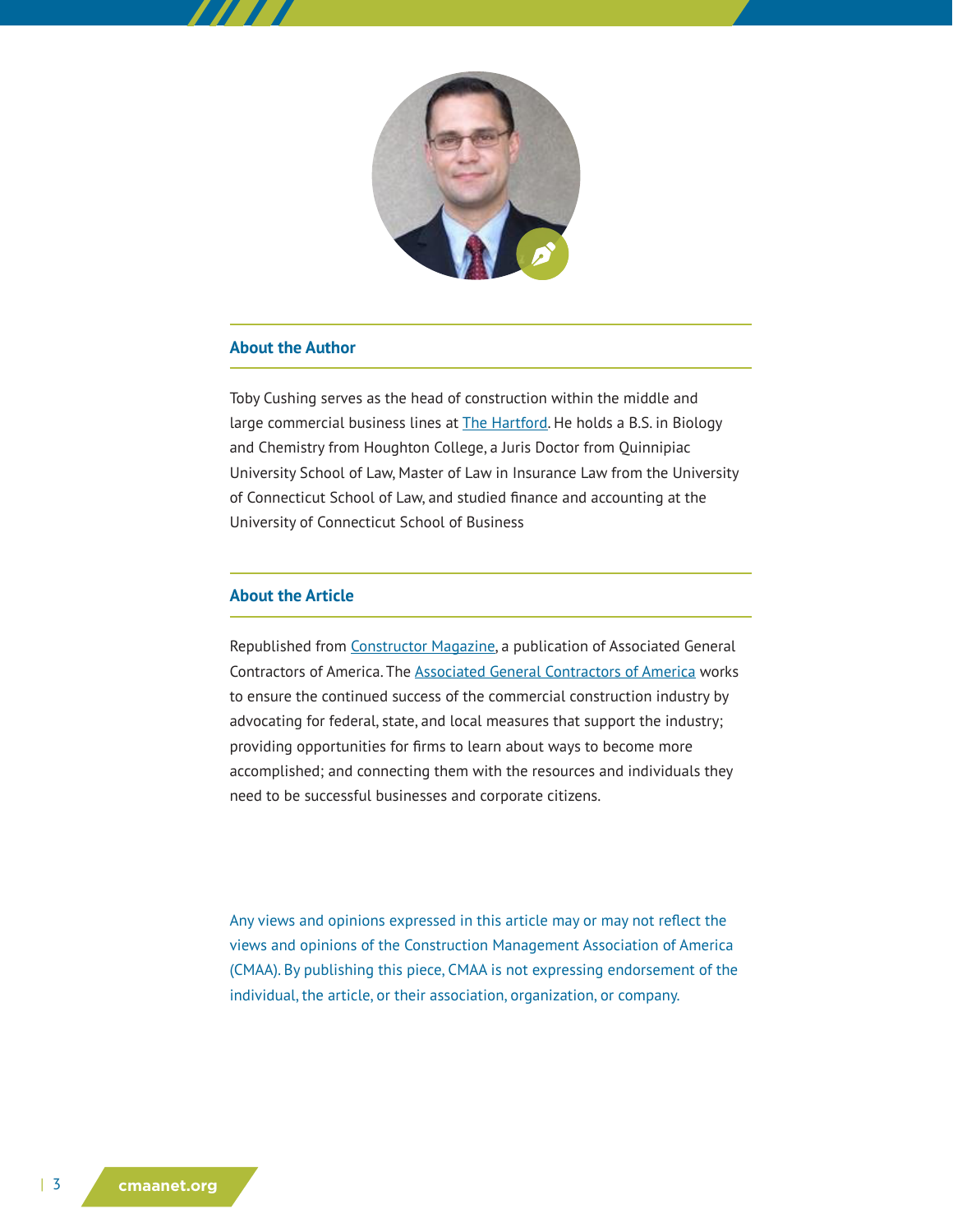## About the Author

Toby Cushing serves as the head of construction within the middle and large commercial business lines at The Hartford. He holds a B.S. in Biology and Chemistry from Houghton College, a Juris Doctor from Quinnipiac University School of Law, Master of Law in Insurance Law from the University of Connecticut School of Law, and studied finance and accounting at the University of Connecticut School of Business

## About the Article

Republished from Constructor Magazine, a publication of Associated General Contractors of America. The Associated General Contractors of America works to ensure the continued success of the commercial construction industry by advocating for federal, state, and local measures that support the industry; providing opportunities for firms to learn about ways to become more accomplished; and connecting them with the resources and individuals they need to be successful businesses and corporate citizens.

Any views and opinions expressed in this article may or may not reflect the views and opinions of the Construction Management Association of America (CMAA). By publishing this piece, CMAA is not expressing endorsement of the individual, the article, or their association, organization, or company.